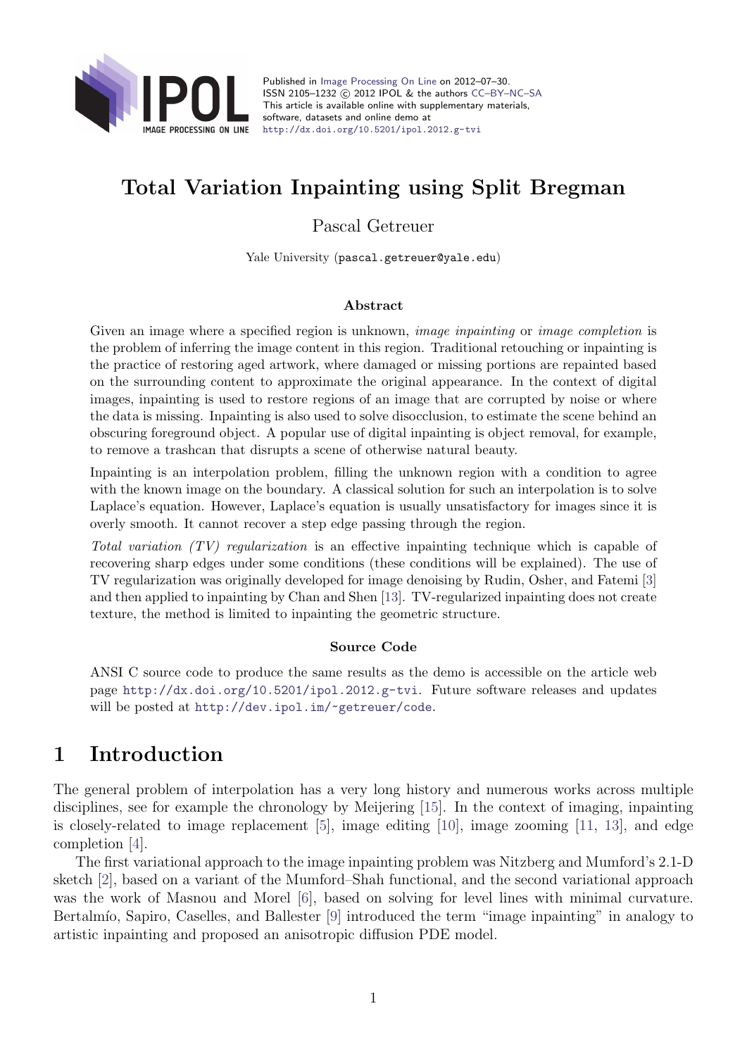Published in Image Processing On Line on 2012–07–30.
ISSN 2105–1232 © 2012 IPOL & the authors CC–BY–NC–SA
This article is available online with supplementary materials, software, datasets and online demo at
http://dx.doi.org/10.5201/ipol.2012.g-tvi

# Total Variation Inpainting using Split Bregman

Pascal Getreuer

Yale University (pascal.getreuer@yale.edu)

### Abstract

Given an image where a specified region is unknown, *image inpainting* or *image completion* is the problem of inferring the image content in this region. Traditional retouching or inpainting is the practice of restoring aged artwork, where damaged or missing portions are repainted based on the surrounding content to approximate the original appearance. In the context of digital images, inpainting is used to restore regions of an image that are corrupted by noise or where the data is missing. Inpainting is also used to solve disocclusion, to estimate the scene behind an obscuring foreground object. A popular use of digital inpainting is object removal, for example, to remove a trashcan that disrupts a scene of otherwise natural beauty.

Inpainting is an interpolation problem, filling the unknown region with a condition to agree with the known image on the boundary. A classical solution for such an interpolation is to solve Laplace's equation. However, Laplace's equation is usually unsatisfactory for images since it is overly smooth. It cannot recover a step edge passing through the region.

*Total variation (TV) regularization* is an effective inpainting technique which is capable of recovering sharp edges under some conditions (these conditions will be explained). The use of TV regularization was originally developed for image denoising by Rudin, Osher, and Fatemi [3] and then applied to inpainting by Chan and Shen [13]. TV-regularized inpainting does not create texture, the method is limited to inpainting the geometric structure.

### Source Code

ANSI C source code to produce the same results as the demo is accessible on the article web page http://dx.doi.org/10.5201/ipol.2012.g-tvi. Future software releases and updates will be posted at http://dev.ipol.im/~getreuer/code.

## 1 Introduction

The general problem of interpolation has a very long history and numerous works across multiple disciplines, see for example the chronology by Meijering [15]. In the context of imaging, inpainting is closely-related to image replacement [5], image editing [10], image zooming [11, 13], and edge completion [4].

The first variational approach to the image inpainting problem was Nitzberg and Mumford's 2.1-D sketch [2], based on a variant of the Mumford–Shah functional, and the second variational approach was the work of Masnou and Morel [6], based on solving for level lines with minimal curvature. Bertalmío, Sapiro, Caselles, and Ballester [9] introduced the term "image inpainting" in analogy to artistic inpainting and proposed an anisotropic diffusion PDE model.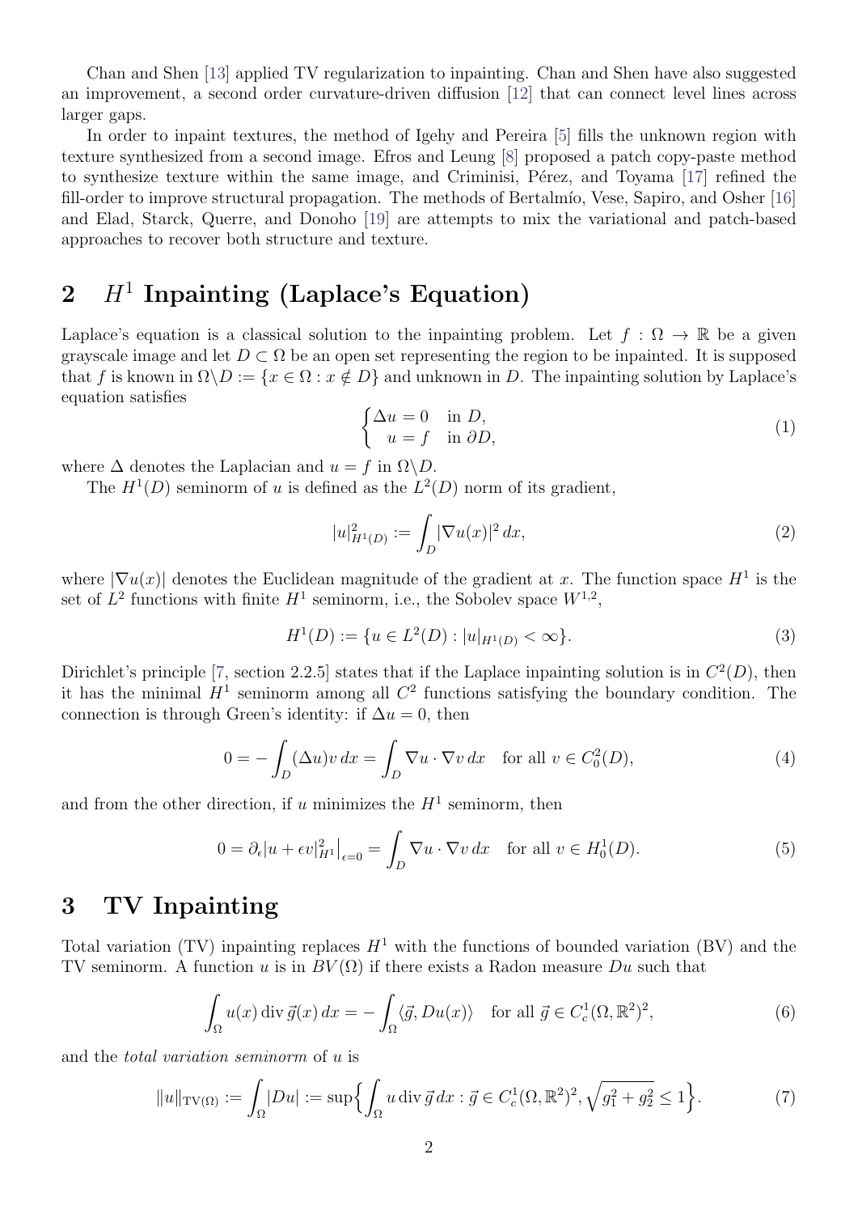Chan and Shen [13] applied TV regularization to inpainting. Chan and Shen have also suggested an improvement, a second order curvature-driven diffusion [12] that can connect level lines across larger gaps.

In order to inpaint textures, the method of Igehy and Pereira [5] fills the unknown region with texture synthesized from a second image. Efros and Leung [8] proposed a patch copy-paste method to synthesize texture within the same image, and Criminisi, Pérez, and Toyama [17] refined the fill-order to improve structural propagation. The methods of Bertalmío, Vese, Sapiro, and Osher [16] and Elad, Starck, Querre, and Donoho [19] are attempts to mix the variational and patch-based approaches to recover both structure and texture.

## 2 $H^1$ Inpainting (Laplace's Equation)

Laplace's equation is a classical solution to the inpainting problem. Let $f : \Omega \to \mathbb{R}$ be a given grayscale image and let $D \subset \Omega$ be an open set representing the region to be inpainted. It is supposed that $f$ is known in $\Omega \backslash D := \{x \in \Omega : x \notin D\}$ and unknown in $D$. The inpainting solution by Laplace's equation satisfies

$$\begin{cases} \Delta u = 0 & \text{in } D, \\ \quad u = f & \text{in } \partial D, \end{cases} \tag{1}$$

where $\Delta$ denotes the Laplacian and $u = f$ in $\Omega \backslash D$.

The $H^1(D)$ seminorm of $u$ is defined as the $L^2(D)$ norm of its gradient,

$$|u|^2_{H^1(D)} := \int_D |\nabla u(x)|^2 \, dx, \tag{2}$$

where $|\nabla u(x)|$ denotes the Euclidean magnitude of the gradient at $x$. The function space $H^1$ is the set of $L^2$ functions with finite $H^1$ seminorm, i.e., the Sobolev space $W^{1,2}$,

$$H^1(D) := \{u \in L^2(D) : |u|_{H^1(D)} < \infty\}. \tag{3}$$

Dirichlet's principle [7, section 2.2.5] states that if the Laplace inpainting solution is in $C^2(D)$, then it has the minimal $H^1$ seminorm among all $C^2$ functions satisfying the boundary condition. The connection is through Green's identity: if $\Delta u = 0$, then

$$0 = -\int_D (\Delta u) v \, dx = \int_D \nabla u \cdot \nabla v \, dx \quad \text{for all } v \in C_0^2(D), \tag{4}$$

and from the other direction, if $u$ minimizes the $H^1$ seminorm, then

$$0 = \partial_\epsilon |u + \epsilon v|^2_{H^1}\big|_{\epsilon=0} = \int_D \nabla u \cdot \nabla v \, dx \quad \text{for all } v \in H_0^1(D). \tag{5}$$

## 3 TV Inpainting

Total variation (TV) inpainting replaces $H^1$ with the functions of bounded variation (BV) and the TV seminorm. A function $u$ is in $BV(\Omega)$ if there exists a Radon measure $Du$ such that

$$\int_\Omega u(x) \operatorname{div} \vec{g}(x) \, dx = -\int_\Omega \langle \vec{g}, Du(x) \rangle \quad \text{for all } \vec{g} \in C_c^1(\Omega, \mathbb{R}^2)^2, \tag{6}$$

and the *total variation seminorm* of $u$ is

$$\|u\|_{\mathrm{TV}(\Omega)} := \int_\Omega |Du| := \sup\Big\{ \int_\Omega u \operatorname{div} \vec{g} \, dx : \vec{g} \in C_c^1(\Omega, \mathbb{R}^2)^2, \sqrt{g_1^2 + g_2^2} \le 1 \Big\}. \tag{7}$$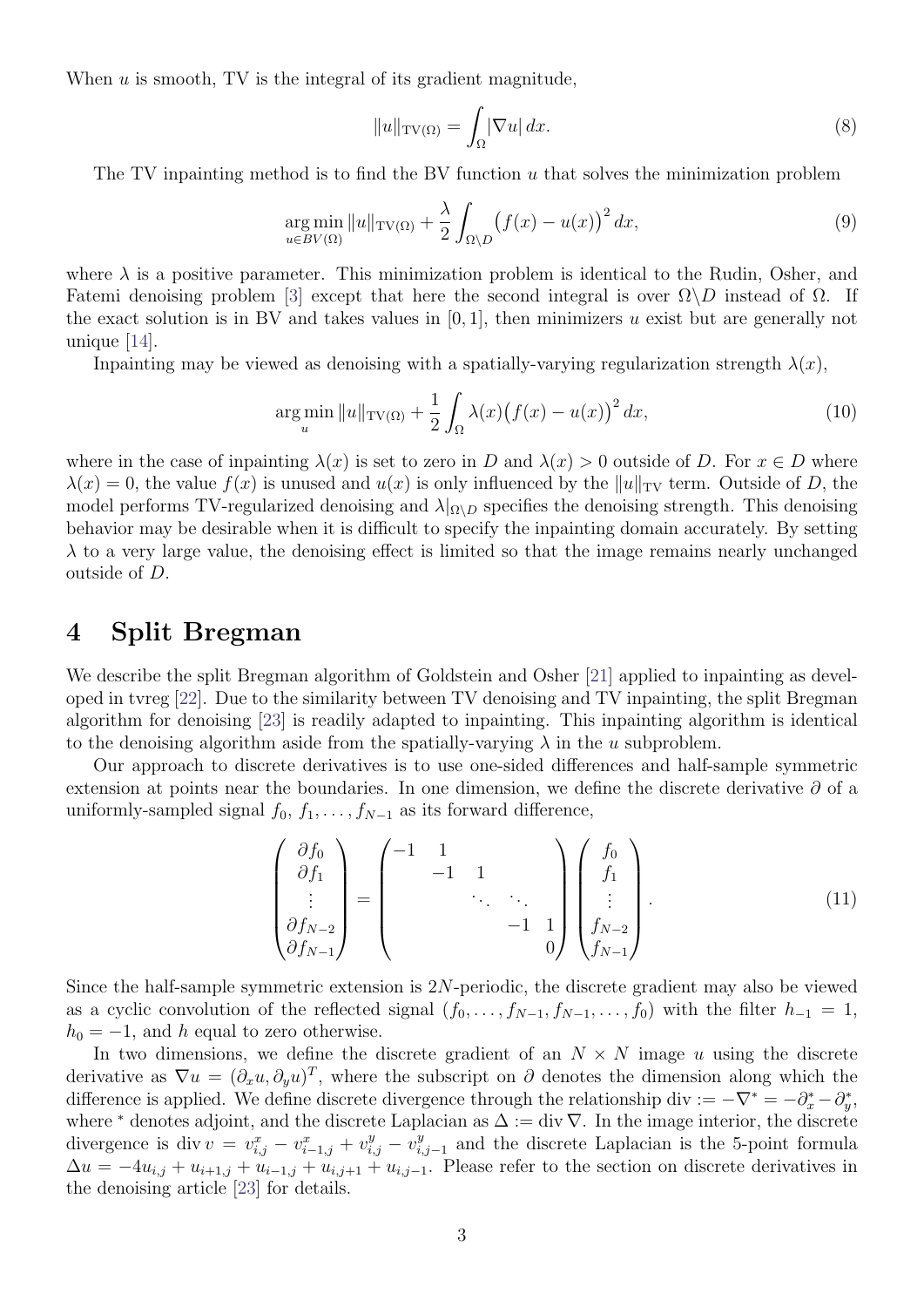When $u$ is smooth, TV is the integral of its gradient magnitude,

$$\|u\|_{\mathrm{TV}(\Omega)} = \int_\Omega |\nabla u| \, dx. \tag{8}$$

The TV inpainting method is to find the BV function $u$ that solves the minimization problem

$$\underset{u \in BV(\Omega)}{\arg\min} \, \|u\|_{\mathrm{TV}(\Omega)} + \frac{\lambda}{2} \int_{\Omega \backslash D} \big(f(x) - u(x)\big)^2 \, dx, \tag{9}$$

where $\lambda$ is a positive parameter. This minimization problem is identical to the Rudin, Osher, and Fatemi denoising problem [3] except that here the second integral is over $\Omega \backslash D$ instead of $\Omega$. If the exact solution is in BV and takes values in $[0, 1]$, then minimizers $u$ exist but are generally not unique [14].

Inpainting may be viewed as denoising with a spatially-varying regularization strength $\lambda(x)$,

$$\underset{u}{\arg\min} \, \|u\|_{\mathrm{TV}(\Omega)} + \frac{1}{2} \int_\Omega \lambda(x) \big(f(x) - u(x)\big)^2 \, dx, \tag{10}$$

where in the case of inpainting $\lambda(x)$ is set to zero in $D$ and $\lambda(x) > 0$ outside of $D$. For $x \in D$ where $\lambda(x) = 0$, the value $f(x)$ is unused and $u(x)$ is only influenced by the $\|u\|_{\mathrm{TV}}$ term. Outside of $D$, the model performs TV-regularized denoising and $\lambda|_{\Omega \backslash D}$ specifies the denoising strength. This denoising behavior may be desirable when it is difficult to specify the inpainting domain accurately. By setting $\lambda$ to a very large value, the denoising effect is limited so that the image remains nearly unchanged outside of $D$.

## 4 Split Bregman

We describe the split Bregman algorithm of Goldstein and Osher [21] applied to inpainting as developed in tvreg [22]. Due to the similarity between TV denoising and TV inpainting, the split Bregman algorithm for denoising [23] is readily adapted to inpainting. This inpainting algorithm is identical to the denoising algorithm aside from the spatially-varying $\lambda$ in the $u$ subproblem.

Our approach to discrete derivatives is to use one-sided differences and half-sample symmetric extension at points near the boundaries. In one dimension, we define the discrete derivative $\partial$ of a uniformly-sampled signal $f_0, f_1, \ldots, f_{N-1}$ as its forward difference,

$$\begin{pmatrix} \partial f_0 \\ \partial f_1 \\ \vdots \\ \partial f_{N-2} \\ \partial f_{N-1} \end{pmatrix} = \begin{pmatrix} -1 & 1 & & & \\ & -1 & 1 & & \\ & & \ddots & \ddots & \\ & & & -1 & 1 \\ & & & & 0 \end{pmatrix} \begin{pmatrix} f_0 \\ f_1 \\ \vdots \\ f_{N-2} \\ f_{N-1} \end{pmatrix}. \tag{11}$$

Since the half-sample symmetric extension is $2N$-periodic, the discrete gradient may also be viewed as a cyclic convolution of the reflected signal $(f_0, \ldots, f_{N-1}, f_{N-1}, \ldots, f_0)$ with the filter $h_{-1} = 1$, $h_0 = -1$, and $h$ equal to zero otherwise.

In two dimensions, we define the discrete gradient of an $N \times N$ image $u$ using the discrete derivative as $\nabla u = (\partial_x u, \partial_y u)^T$, where the subscript on $\partial$ denotes the dimension along which the difference is applied. We define discrete divergence through the relationship $\operatorname{div} := -\nabla^* = -\partial_x^* - \partial_y^*$, where $^*$ denotes adjoint, and the discrete Laplacian as $\Delta := \operatorname{div} \nabla$. In the image interior, the discrete divergence is $\operatorname{div} v = v^x_{i,j} - v^x_{i-1,j} + v^y_{i,j} - v^y_{i,j-1}$ and the discrete Laplacian is the 5-point formula $\Delta u = -4u_{i,j} + u_{i+1,j} + u_{i-1,j} + u_{i,j+1} + u_{i,j-1}$. Please refer to the section on discrete derivatives in the denoising article [23] for details.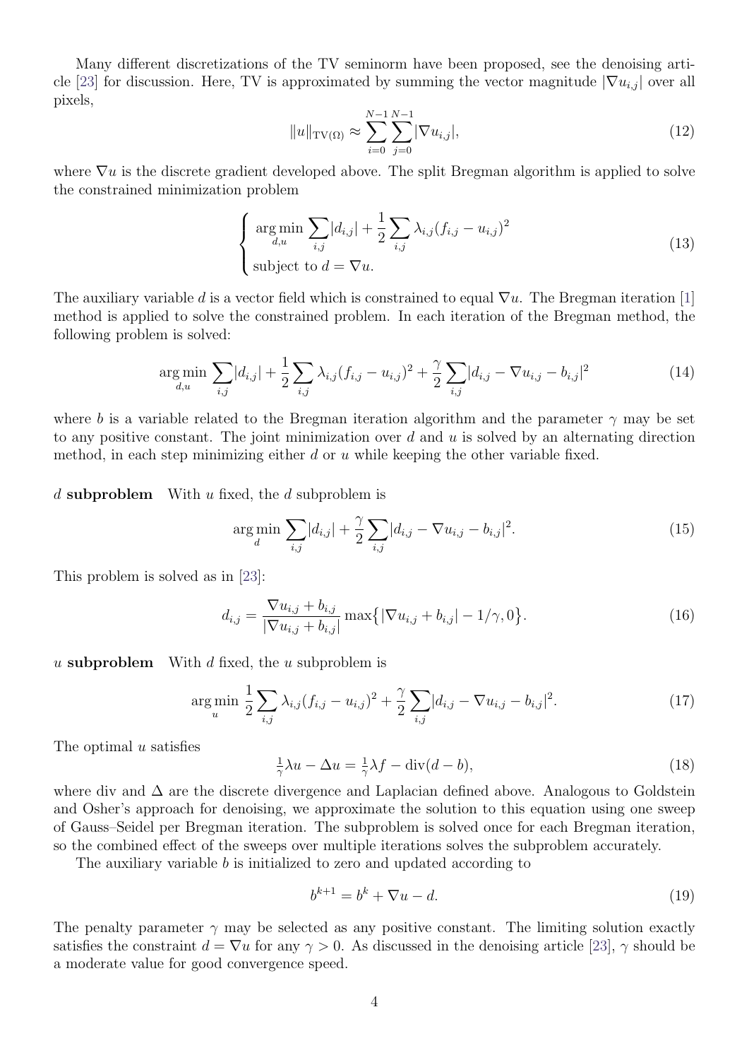Many different discretizations of the TV seminorm have been proposed, see the denoising article [23] for discussion. Here, TV is approximated by summing the vector magnitude $|\nabla u_{i,j}|$ over all pixels,

$$\|u\|_{\mathrm{TV}(\Omega)} \approx \sum_{i=0}^{N-1} \sum_{j=0}^{N-1} |\nabla u_{i,j}|, \tag{12}$$

where $\nabla u$ is the discrete gradient developed above. The split Bregman algorithm is applied to solve the constrained minimization problem

$$\begin{cases} \displaystyle \operatorname*{arg\,min}_{d,u} \sum_{i,j} |d_{i,j}| + \frac{1}{2} \sum_{i,j} \lambda_{i,j} (f_{i,j} - u_{i,j})^2 \\ \text{subject to } d = \nabla u. \end{cases} \tag{13}$$

The auxiliary variable $d$ is a vector field which is constrained to equal $\nabla u$. The Bregman iteration [1] method is applied to solve the constrained problem. In each iteration of the Bregman method, the following problem is solved:

$$\operatorname*{arg\,min}_{d,u} \sum_{i,j} |d_{i,j}| + \frac{1}{2} \sum_{i,j} \lambda_{i,j} (f_{i,j} - u_{i,j})^2 + \frac{\gamma}{2} \sum_{i,j} |d_{i,j} - \nabla u_{i,j} - b_{i,j}|^2 \tag{14}$$

where $b$ is a variable related to the Bregman iteration algorithm and the parameter $\gamma$ may be set to any positive constant. The joint minimization over $d$ and $u$ is solved by an alternating direction method, in each step minimizing either $d$ or $u$ while keeping the other variable fixed.

**$d$ subproblem** With $u$ fixed, the $d$ subproblem is

$$\operatorname*{arg\,min}_{d} \sum_{i,j} |d_{i,j}| + \frac{\gamma}{2} \sum_{i,j} |d_{i,j} - \nabla u_{i,j} - b_{i,j}|^2. \tag{15}$$

This problem is solved as in [23]:

$$d_{i,j} = \frac{\nabla u_{i,j} + b_{i,j}}{|\nabla u_{i,j} + b_{i,j}|} \max\big\{ |\nabla u_{i,j} + b_{i,j}| - 1/\gamma, 0 \big\}. \tag{16}$$

**$u$ subproblem** With $d$ fixed, the $u$ subproblem is

$$\operatorname*{arg\,min}_{u} \frac{1}{2} \sum_{i,j} \lambda_{i,j} (f_{i,j} - u_{i,j})^2 + \frac{\gamma}{2} \sum_{i,j} |d_{i,j} - \nabla u_{i,j} - b_{i,j}|^2. \tag{17}$$

The optimal $u$ satisfies

$$\tfrac{1}{\gamma} \lambda u - \Delta u = \tfrac{1}{\gamma} \lambda f - \operatorname{div}(d - b), \tag{18}$$

where div and $\Delta$ are the discrete divergence and Laplacian defined above. Analogous to Goldstein and Osher's approach for denoising, we approximate the solution to this equation using one sweep of Gauss–Seidel per Bregman iteration. The subproblem is solved once for each Bregman iteration, so the combined effect of the sweeps over multiple iterations solves the subproblem accurately.

The auxiliary variable $b$ is initialized to zero and updated according to

$$b^{k+1} = b^k + \nabla u - d. \tag{19}$$

The penalty parameter $\gamma$ may be selected as any positive constant. The limiting solution exactly satisfies the constraint $d = \nabla u$ for any $\gamma > 0$. As discussed in the denoising article [23], $\gamma$ should be a moderate value for good convergence speed.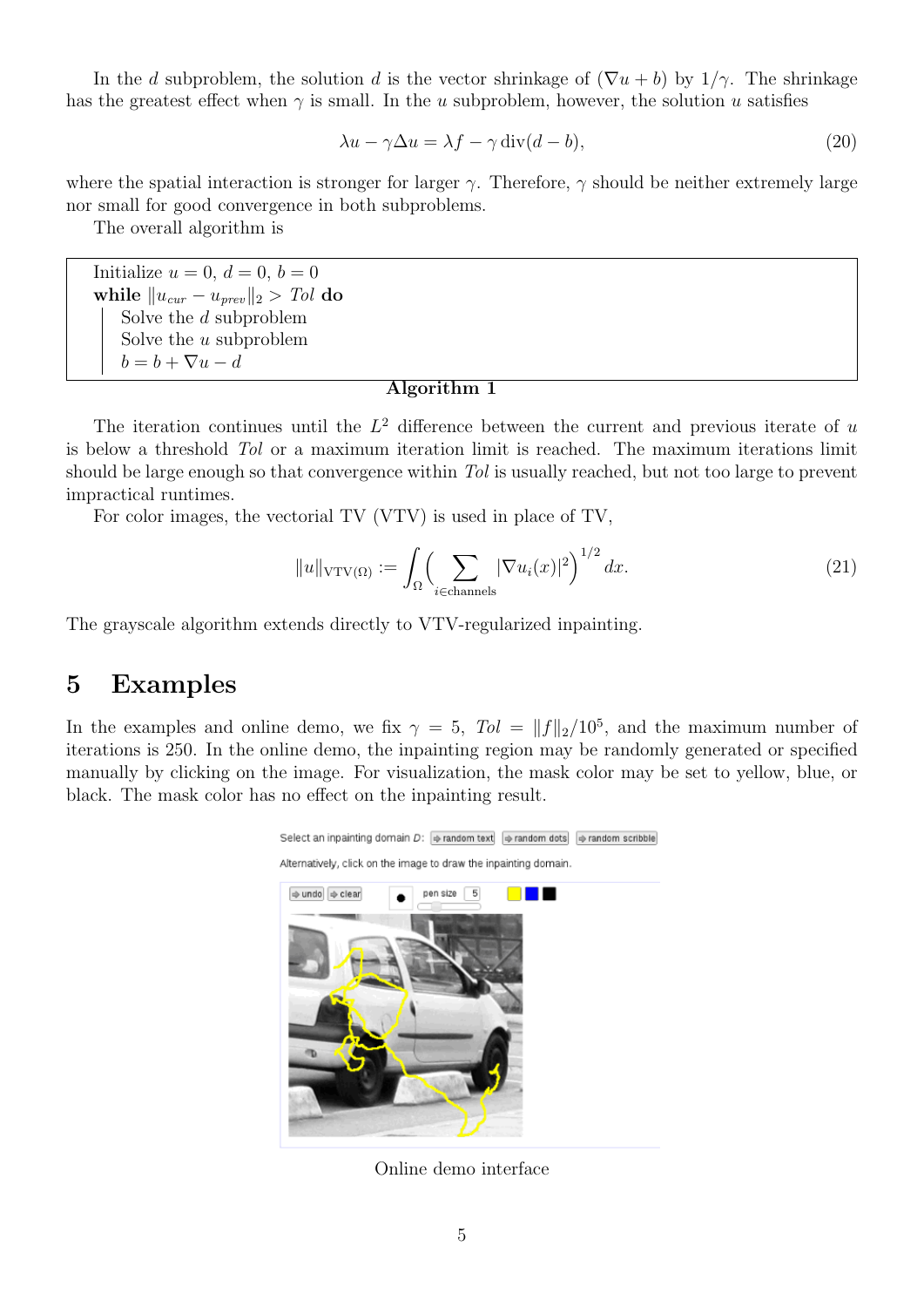In the $d$ subproblem, the solution $d$ is the vector shrinkage of $(\nabla u + b)$ by $1/\gamma$. The shrinkage has the greatest effect when $\gamma$ is small. In the $u$ subproblem, however, the solution $u$ satisfies

$$\lambda u - \gamma \Delta u = \lambda f - \gamma \operatorname{div}(d - b), \tag{20}$$

where the spatial interaction is stronger for larger $\gamma$. Therefore, $\gamma$ should be neither extremely large nor small for good convergence in both subproblems.

The overall algorithm is

```
Initialize u = 0, d = 0, b = 0
while ||u_cur − u_prev||_2 > Tol do
    Solve the d subproblem
    Solve the u subproblem
    b = b + ∇u − d
```

**Algorithm 1**

The iteration continues until the $L^2$ difference between the current and previous iterate of $u$ is below a threshold *Tol* or a maximum iteration limit is reached. The maximum iterations limit should be large enough so that convergence within *Tol* is usually reached, but not too large to prevent impractical runtimes.

For color images, the vectorial TV (VTV) is used in place of TV,

$$\|u\|_{\mathrm{VTV}(\Omega)} := \int_\Omega \Big( \sum_{i \in \text{channels}} |\nabla u_i(x)|^2 \Big)^{1/2} dx. \tag{21}$$

The grayscale algorithm extends directly to VTV-regularized inpainting.

# 5 Examples

In the examples and online demo, we fix $\gamma = 5$, $Tol = \|f\|_2/10^5$, and the maximum number of iterations is 250. In the online demo, the inpainting region may be randomly generated or specified manually by clicking on the image. For visualization, the mask color may be set to yellow, blue, or black. The mask color has no effect on the inpainting result.

Online demo interface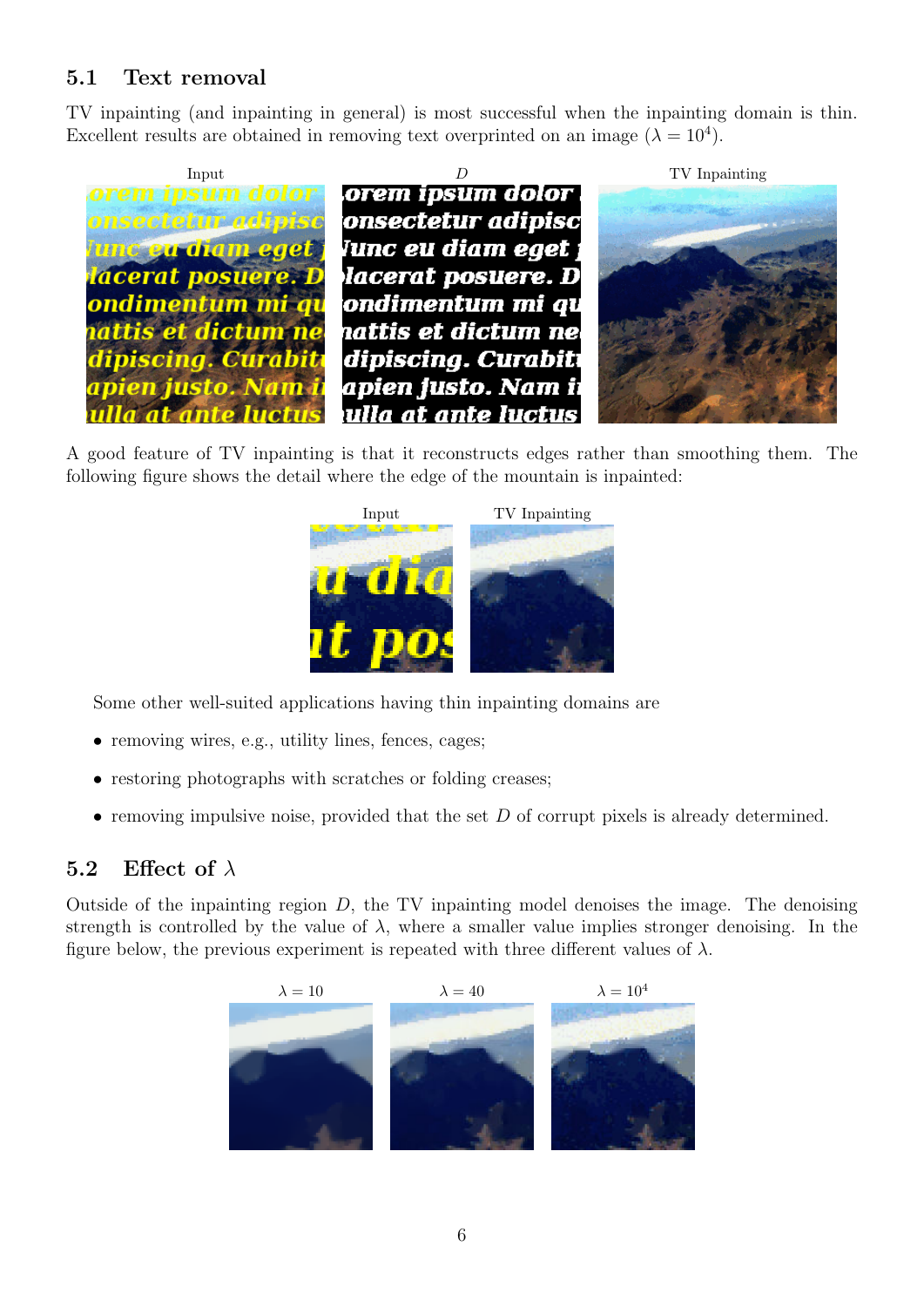## 5.1 Text removal

TV inpainting (and inpainting in general) is most successful when the inpainting domain is thin. Excellent results are obtained in removing text overprinted on an image ($\lambda = 10^4$).

Input　　　$D$　　　TV Inpainting

A good feature of TV inpainting is that it reconstructs edges rather than smoothing them. The following figure shows the detail where the edge of the mountain is inpainted:

Input　　　TV Inpainting

Some other well-suited applications having thin inpainting domains are

- removing wires, e.g., utility lines, fences, cages;
- restoring photographs with scratches or folding creases;
- removing impulsive noise, provided that the set $D$ of corrupt pixels is already determined.

## 5.2 Effect of $\lambda$

Outside of the inpainting region $D$, the TV inpainting model denoises the image. The denoising strength is controlled by the value of $\lambda$, where a smaller value implies stronger denoising. In the figure below, the previous experiment is repeated with three different values of $\lambda$.

$\lambda = 10$　　　$\lambda = 40$　　　$\lambda = 10^4$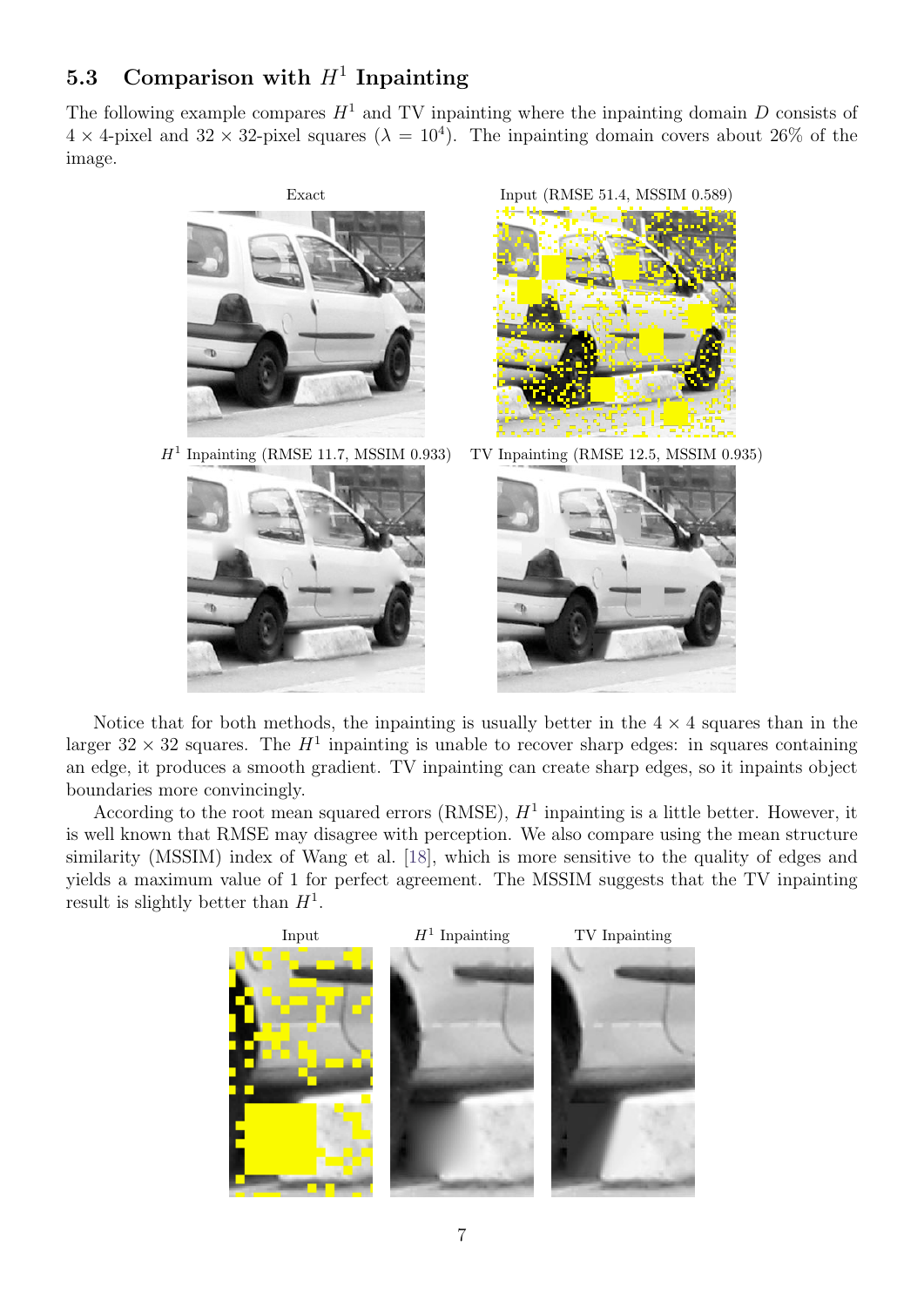## 5.3 Comparison with $H^1$ Inpainting

The following example compares $H^1$ and TV inpainting where the inpainting domain $D$ consists of $4 \times 4$-pixel and $32 \times 32$-pixel squares ($\lambda = 10^4$). The inpainting domain covers about 26% of the image.

Exact

Input (RMSE 51.4, MSSIM 0.589)

$H^1$ Inpainting (RMSE 11.7, MSSIM 0.933)

TV Inpainting (RMSE 12.5, MSSIM 0.935)

Notice that for both methods, the inpainting is usually better in the $4 \times 4$ squares than in the larger $32 \times 32$ squares. The $H^1$ inpainting is unable to recover sharp edges: in squares containing an edge, it produces a smooth gradient. TV inpainting can create sharp edges, so it inpaints object boundaries more convincingly.

According to the root mean squared errors (RMSE), $H^1$ inpainting is a little better. However, it is well known that RMSE may disagree with perception. We also compare using the mean structure similarity (MSSIM) index of Wang et al. [18], which is more sensitive to the quality of edges and yields a maximum value of 1 for perfect agreement. The MSSIM suggests that the TV inpainting result is slightly better than $H^1$.

Input

$H^1$ Inpainting

TV Inpainting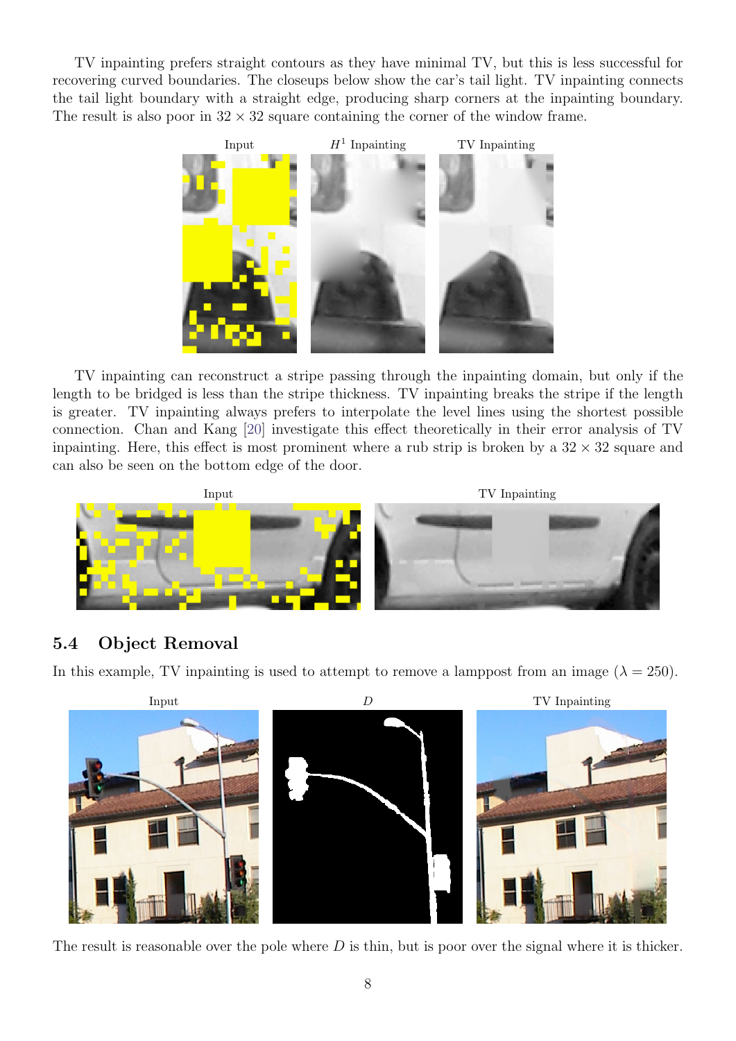TV inpainting prefers straight contours as they have minimal TV, but this is less successful for recovering curved boundaries. The closeups below show the car's tail light. TV inpainting connects the tail light boundary with a straight edge, producing sharp corners at the inpainting boundary. The result is also poor in $32 \times 32$ square containing the corner of the window frame.

Input $H^1$ Inpainting TV Inpainting

TV inpainting can reconstruct a stripe passing through the inpainting domain, but only if the length to be bridged is less than the stripe thickness. TV inpainting breaks the stripe if the length is greater. TV inpainting always prefers to interpolate the level lines using the shortest possible connection. Chan and Kang [20] investigate this effect theoretically in their error analysis of TV inpainting. Here, this effect is most prominent where a rub strip is broken by a $32 \times 32$ square and can also be seen on the bottom edge of the door.

Input TV Inpainting

## 5.4 Object Removal

In this example, TV inpainting is used to attempt to remove a lamppost from an image ($\lambda = 250$).

Input $D$ TV Inpainting

The result is reasonable over the pole where $D$ is thin, but is poor over the signal where it is thicker.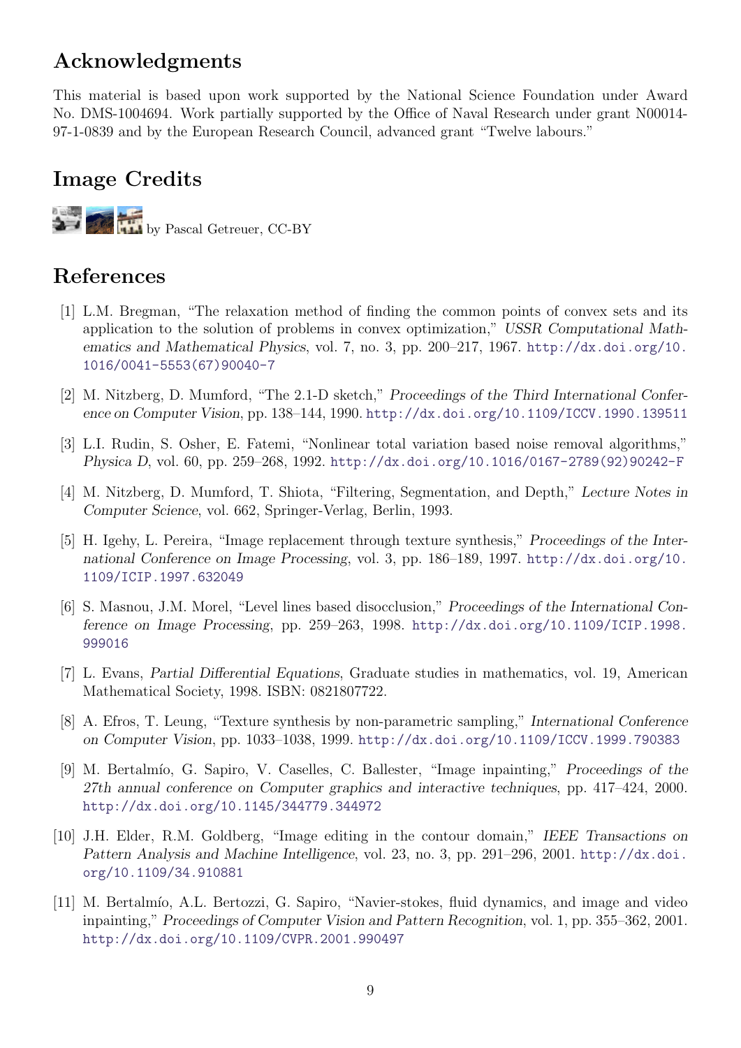## Acknowledgments

This material is based upon work supported by the National Science Foundation under Award No. DMS-1004694. Work partially supported by the Office of Naval Research under grant N00014-97-1-0839 and by the European Research Council, advanced grant "Twelve labours."

## Image Credits

by Pascal Getreuer, CC-BY

## References

[1] L.M. Bregman, "The relaxation method of finding the common points of convex sets and its application to the solution of problems in convex optimization," *USSR Computational Mathematics and Mathematical Physics*, vol. 7, no. 3, pp. 200–217, 1967. http://dx.doi.org/10.1016/0041-5553(67)90040-7

[2] M. Nitzberg, D. Mumford, "The 2.1-D sketch," *Proceedings of the Third International Conference on Computer Vision*, pp. 138–144, 1990. http://dx.doi.org/10.1109/ICCV.1990.139511

[3] L.I. Rudin, S. Osher, E. Fatemi, "Nonlinear total variation based noise removal algorithms," *Physica D*, vol. 60, pp. 259–268, 1992. http://dx.doi.org/10.1016/0167-2789(92)90242-F

[4] M. Nitzberg, D. Mumford, T. Shiota, "Filtering, Segmentation, and Depth," *Lecture Notes in Computer Science*, vol. 662, Springer-Verlag, Berlin, 1993.

[5] H. Igehy, L. Pereira, "Image replacement through texture synthesis," *Proceedings of the International Conference on Image Processing*, vol. 3, pp. 186–189, 1997. http://dx.doi.org/10.1109/ICIP.1997.632049

[6] S. Masnou, J.M. Morel, "Level lines based disocclusion," *Proceedings of the International Conference on Image Processing*, pp. 259–263, 1998. http://dx.doi.org/10.1109/ICIP.1998.999016

[7] L. Evans, *Partial Differential Equations*, Graduate studies in mathematics, vol. 19, American Mathematical Society, 1998. ISBN: 0821807722.

[8] A. Efros, T. Leung, "Texture synthesis by non-parametric sampling," *International Conference on Computer Vision*, pp. 1033–1038, 1999. http://dx.doi.org/10.1109/ICCV.1999.790383

[9] M. Bertalmío, G. Sapiro, V. Caselles, C. Ballester, "Image inpainting," *Proceedings of the 27th annual conference on Computer graphics and interactive techniques*, pp. 417–424, 2000. http://dx.doi.org/10.1145/344779.344972

[10] J.H. Elder, R.M. Goldberg, "Image editing in the contour domain," *IEEE Transactions on Pattern Analysis and Machine Intelligence*, vol. 23, no. 3, pp. 291–296, 2001. http://dx.doi.org/10.1109/34.910881

[11] M. Bertalmío, A.L. Bertozzi, G. Sapiro, "Navier-stokes, fluid dynamics, and image and video inpainting," *Proceedings of Computer Vision and Pattern Recognition*, vol. 1, pp. 355–362, 2001. http://dx.doi.org/10.1109/CVPR.2001.990497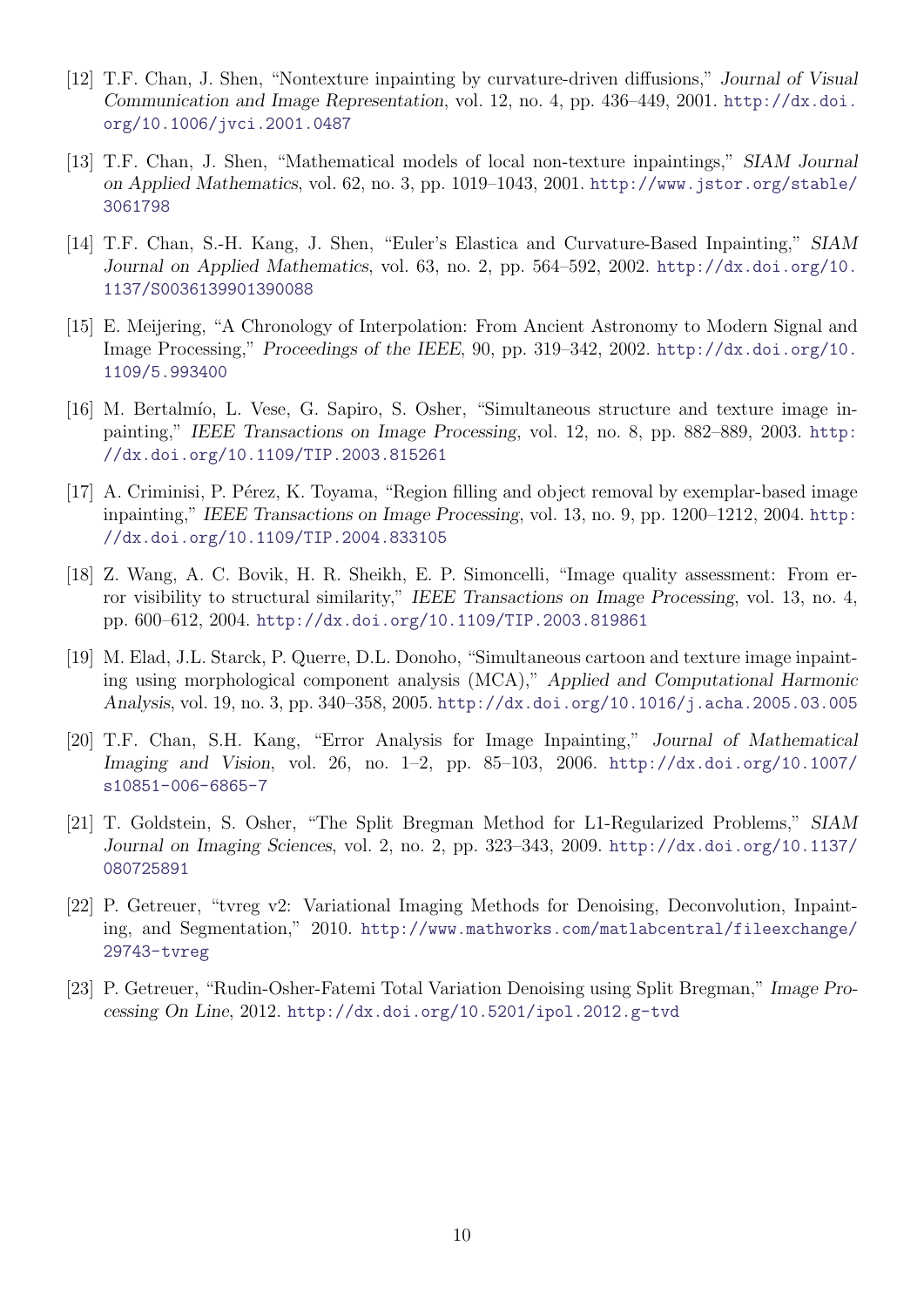[12] T.F. Chan, J. Shen, "Nontexture inpainting by curvature-driven diffusions," *Journal of Visual Communication and Image Representation*, vol. 12, no. 4, pp. 436–449, 2001. http://dx.doi.org/10.1006/jvci.2001.0487

[13] T.F. Chan, J. Shen, "Mathematical models of local non-texture inpaintings," *SIAM Journal on Applied Mathematics*, vol. 62, no. 3, pp. 1019–1043, 2001. http://www.jstor.org/stable/3061798

[14] T.F. Chan, S.-H. Kang, J. Shen, "Euler's Elastica and Curvature-Based Inpainting," *SIAM Journal on Applied Mathematics*, vol. 63, no. 2, pp. 564–592, 2002. http://dx.doi.org/10.1137/S0036139901390088

[15] E. Meijering, "A Chronology of Interpolation: From Ancient Astronomy to Modern Signal and Image Processing," *Proceedings of the IEEE*, 90, pp. 319–342, 2002. http://dx.doi.org/10.1109/5.993400

[16] M. Bertalmío, L. Vese, G. Sapiro, S. Osher, "Simultaneous structure and texture image inpainting," *IEEE Transactions on Image Processing*, vol. 12, no. 8, pp. 882–889, 2003. http://dx.doi.org/10.1109/TIP.2003.815261

[17] A. Criminisi, P. Pérez, K. Toyama, "Region filling and object removal by exemplar-based image inpainting," *IEEE Transactions on Image Processing*, vol. 13, no. 9, pp. 1200–1212, 2004. http://dx.doi.org/10.1109/TIP.2004.833105

[18] Z. Wang, A. C. Bovik, H. R. Sheikh, E. P. Simoncelli, "Image quality assessment: From error visibility to structural similarity," *IEEE Transactions on Image Processing*, vol. 13, no. 4, pp. 600–612, 2004. http://dx.doi.org/10.1109/TIP.2003.819861

[19] M. Elad, J.L. Starck, P. Querre, D.L. Donoho, "Simultaneous cartoon and texture image inpainting using morphological component analysis (MCA)," *Applied and Computational Harmonic Analysis*, vol. 19, no. 3, pp. 340–358, 2005. http://dx.doi.org/10.1016/j.acha.2005.03.005

[20] T.F. Chan, S.H. Kang, "Error Analysis for Image Inpainting," *Journal of Mathematical Imaging and Vision*, vol. 26, no. 1–2, pp. 85–103, 2006. http://dx.doi.org/10.1007/s10851-006-6865-7

[21] T. Goldstein, S. Osher, "The Split Bregman Method for L1-Regularized Problems," *SIAM Journal on Imaging Sciences*, vol. 2, no. 2, pp. 323–343, 2009. http://dx.doi.org/10.1137/080725891

[22] P. Getreuer, "tvreg v2: Variational Imaging Methods for Denoising, Deconvolution, Inpainting, and Segmentation," 2010. http://www.mathworks.com/matlabcentral/fileexchange/29743-tvreg

[23] P. Getreuer, "Rudin-Osher-Fatemi Total Variation Denoising using Split Bregman," *Image Processing On Line*, 2012. http://dx.doi.org/10.5201/ipol.2012.g-tvd